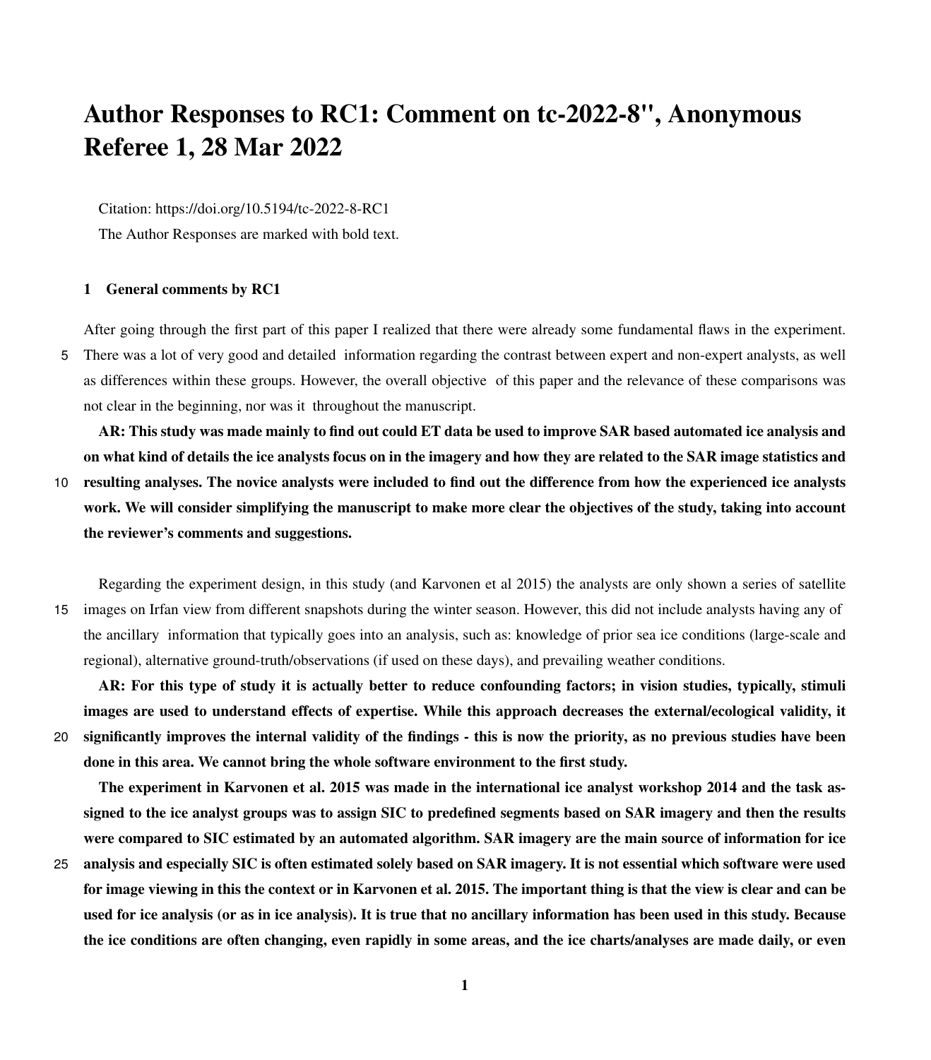# Author Responses to RC1: Comment on tc-2022-8", Anonymous Referee 1, 28 Mar 2022

Citation: https://doi.org/10.5194/tc-2022-8-RC1

The Author Responses are marked with bold text.

## 1 General comments by RC1

After going through the first part of this paper I realized that there were already some fundamental flaws in the experiment. There was a lot of very good and detailed information regarding the contrast between expert and non-expert analysts, as well as differences within these groups. However, the overall objective of this paper and the relevance of these comparisons was not clear in the beginning, nor was it throughout the manuscript.

**AR: This study was made mainly to find out could ET data be used to improve SAR based automated ice analysis and on what kind of details the ice analysts focus on in the imagery and how they are related to the SAR image statistics and resulting analyses. The novice analysts were included to find out the difference from how the experienced ice analysts work. We will consider simplifying the manuscript to make more clear the objectives of the study, taking into account the reviewer's comments and suggestions.**

Regarding the experiment design, in this study (and Karvonen et al 2015) the analysts are only shown a series of satellite images on Irfan view from different snapshots during the winter season. However, this did not include analysts having any of the ancillary information that typically goes into an analysis, such as: knowledge of prior sea ice conditions (large-scale and regional), alternative ground-truth/observations (if used on these days), and prevailing weather conditions.

**AR: For this type of study it is actually better to reduce confounding factors; in vision studies, typically, stimuli images are used to understand effects of expertise. While this approach decreases the external/ecological validity, it significantly improves the internal validity of the findings - this is now the priority, as no previous studies have been done in this area. We cannot bring the whole software environment to the first study.**

**The experiment in Karvonen et al. 2015 was made in the international ice analyst workshop 2014 and the task assigned to the ice analyst groups was to assign SIC to predefined segments based on SAR imagery and then the results were compared to SIC estimated by an automated algorithm. SAR imagery are the main source of information for ice analysis and especially SIC is often estimated solely based on SAR imagery. It is not essential which software were used for image viewing in this the context or in Karvonen et al. 2015. The important thing is that the view is clear and can be used for ice analysis (or as in ice analysis). It is true that no ancillary information has been used in this study. Because the ice conditions are often changing, even rapidly in some areas, and the ice charts/analyses are made daily, or even**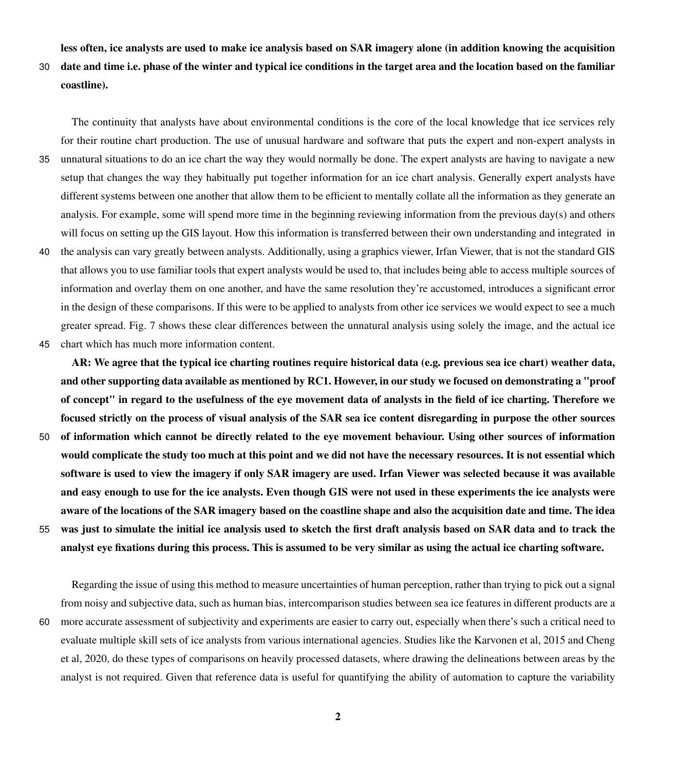**less often, ice analysts are used to make ice analysis based on SAR imagery alone (in addition knowing the acquisition date and time i.e. phase of the winter and typical ice conditions in the target area and the location based on the familiar coastline).**

The continuity that analysts have about environmental conditions is the core of the local knowledge that ice services rely for their routine chart production. The use of unusual hardware and software that puts the expert and non-expert analysts in unnatural situations to do an ice chart the way they would normally be done. The expert analysts are having to navigate a new setup that changes the way they habitually put together information for an ice chart analysis. Generally expert analysts have different systems between one another that allow them to be efficient to mentally collate all the information as they generate an analysis. For example, some will spend more time in the beginning reviewing information from the previous day(s) and others will focus on setting up the GIS layout. How this information is transferred between their own understanding and integrated in the analysis can vary greatly between analysts. Additionally, using a graphics viewer, Irfan Viewer, that is not the standard GIS that allows you to use familiar tools that expert analysts would be used to, that includes being able to access multiple sources of information and overlay them on one another, and have the same resolution they're accustomed, introduces a significant error in the design of these comparisons. If this were to be applied to analysts from other ice services we would expect to see a much greater spread. Fig. 7 shows these clear differences between the unnatural analysis using solely the image, and the actual ice chart which has much more information content.

**AR: We agree that the typical ice charting routines require historical data (e.g. previous sea ice chart) weather data, and other supporting data available as mentioned by RC1. However, in our study we focused on demonstrating a "proof of concept" in regard to the usefulness of the eye movement data of analysts in the field of ice charting. Therefore we focused strictly on the process of visual analysis of the SAR sea ice content disregarding in purpose the other sources of information which cannot be directly related to the eye movement behaviour. Using other sources of information would complicate the study too much at this point and we did not have the necessary resources. It is not essential which software is used to view the imagery if only SAR imagery are used. Irfan Viewer was selected because it was available and easy enough to use for the ice analysts. Even though GIS were not used in these experiments the ice analysts were aware of the locations of the SAR imagery based on the coastline shape and also the acquisition date and time. The idea was just to simulate the initial ice analysis used to sketch the first draft analysis based on SAR data and to track the analyst eye fixations during this process. This is assumed to be very similar as using the actual ice charting software.**

Regarding the issue of using this method to measure uncertainties of human perception, rather than trying to pick out a signal from noisy and subjective data, such as human bias, intercomparison studies between sea ice features in different products are a more accurate assessment of subjectivity and experiments are easier to carry out, especially when there's such a critical need to evaluate multiple skill sets of ice analysts from various international agencies. Studies like the Karvonen et al, 2015 and Cheng et al, 2020, do these types of comparisons on heavily processed datasets, where drawing the delineations between areas by the analyst is not required. Given that reference data is useful for quantifying the ability of automation to capture the variability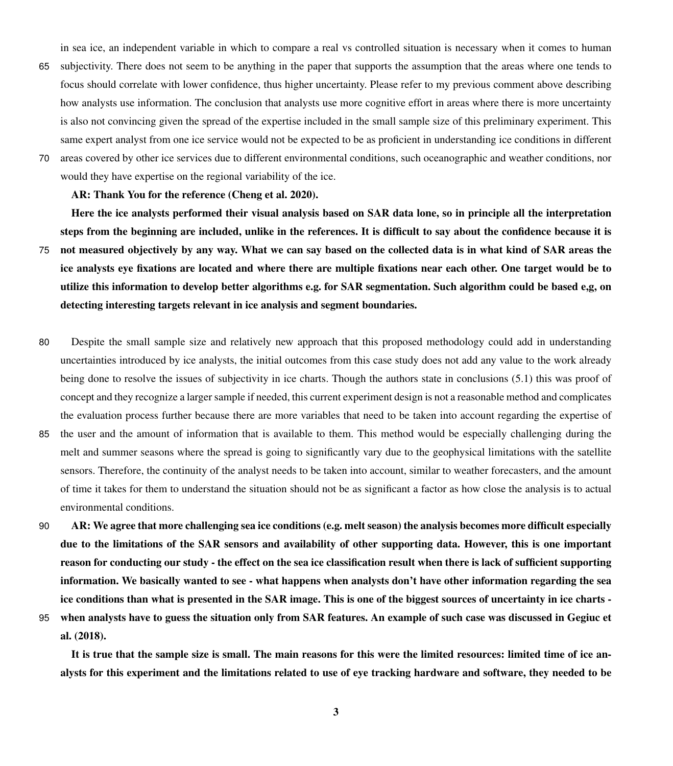in sea ice, an independent variable in which to compare a real vs controlled situation is necessary when it comes to human subjectivity. There does not seem to be anything in the paper that supports the assumption that the areas where one tends to focus should correlate with lower confidence, thus higher uncertainty. Please refer to my previous comment above describing how analysts use information. The conclusion that analysts use more cognitive effort in areas where there is more uncertainty is also not convincing given the spread of the expertise included in the small sample size of this preliminary experiment. This same expert analyst from one ice service would not be expected to be as proficient in understanding ice conditions in different areas covered by other ice services due to different environmental conditions, such oceanographic and weather conditions, nor would they have expertise on the regional variability of the ice.

**AR: Thank You for the reference (Cheng et al. 2020).**

**Here the ice analysts performed their visual analysis based on SAR data lone, so in principle all the interpretation steps from the beginning are included, unlike in the references. It is difficult to say about the confidence because it is not measured objectively by any way. What we can say based on the collected data is in what kind of SAR areas the ice analysts eye fixations are located and where there are multiple fixations near each other. One target would be to utilize this information to develop better algorithms e.g. for SAR segmentation. Such algorithm could be based e,g, on detecting interesting targets relevant in ice analysis and segment boundaries.**

Despite the small sample size and relatively new approach that this proposed methodology could add in understanding uncertainties introduced by ice analysts, the initial outcomes from this case study does not add any value to the work already being done to resolve the issues of subjectivity in ice charts. Though the authors state in conclusions (5.1) this was proof of concept and they recognize a larger sample if needed, this current experiment design is not a reasonable method and complicates the evaluation process further because there are more variables that need to be taken into account regarding the expertise of the user and the amount of information that is available to them. This method would be especially challenging during the melt and summer seasons where the spread is going to significantly vary due to the geophysical limitations with the satellite sensors. Therefore, the continuity of the analyst needs to be taken into account, similar to weather forecasters, and the amount of time it takes for them to understand the situation should not be as significant a factor as how close the analysis is to actual environmental conditions.

**AR: We agree that more challenging sea ice conditions (e.g. melt season) the analysis becomes more difficult especially due to the limitations of the SAR sensors and availability of other supporting data. However, this is one important reason for conducting our study - the effect on the sea ice classification result when there is lack of sufficient supporting information. We basically wanted to see - what happens when analysts don't have other information regarding the sea ice conditions than what is presented in the SAR image. This is one of the biggest sources of uncertainty in ice charts - when analysts have to guess the situation only from SAR features. An example of such case was discussed in Gegiuc et al. (2018).**

**It is true that the sample size is small. The main reasons for this were the limited resources: limited time of ice analysts for this experiment and the limitations related to use of eye tracking hardware and software, they needed to be**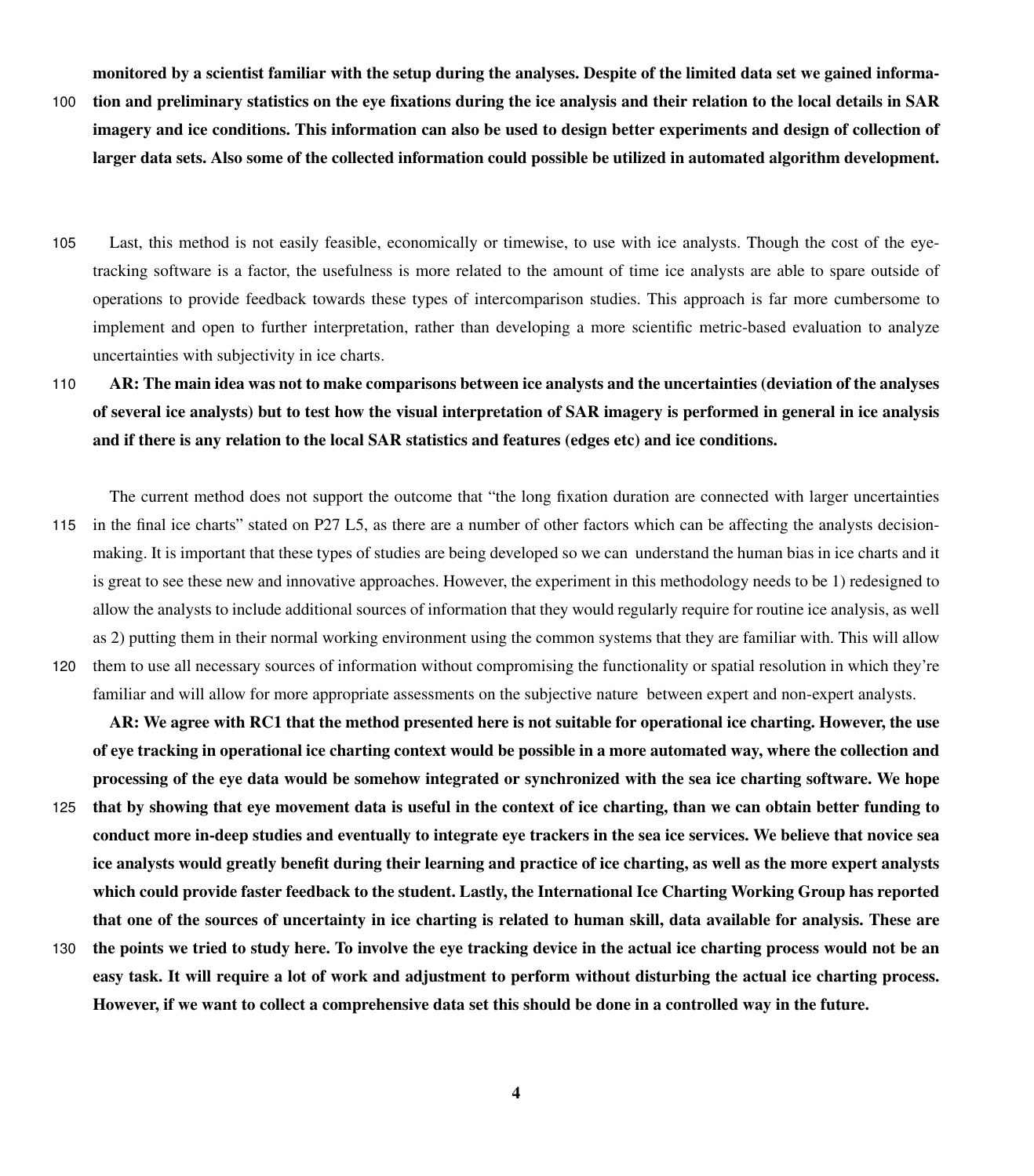**monitored by a scientist familiar with the setup during the analyses. Despite of the limited data set we gained information and preliminary statistics on the eye fixations during the ice analysis and their relation to the local details in SAR imagery and ice conditions. This information can also be used to design better experiments and design of collection of larger data sets. Also some of the collected information could possible be utilized in automated algorithm development.**

Last, this method is not easily feasible, economically or timewise, to use with ice analysts. Though the cost of the eye-tracking software is a factor, the usefulness is more related to the amount of time ice analysts are able to spare outside of operations to provide feedback towards these types of intercomparison studies. This approach is far more cumbersome to implement and open to further interpretation, rather than developing a more scientific metric-based evaluation to analyze uncertainties with subjectivity in ice charts.

**AR: The main idea was not to make comparisons between ice analysts and the uncertainties (deviation of the analyses of several ice analysts) but to test how the visual interpretation of SAR imagery is performed in general in ice analysis and if there is any relation to the local SAR statistics and features (edges etc) and ice conditions.**

The current method does not support the outcome that "the long fixation duration are connected with larger uncertainties in the final ice charts" stated on P27 L5, as there are a number of other factors which can be affecting the analysts decision-making. It is important that these types of studies are being developed so we can understand the human bias in ice charts and it is great to see these new and innovative approaches. However, the experiment in this methodology needs to be 1) redesigned to allow the analysts to include additional sources of information that they would regularly require for routine ice analysis, as well as 2) putting them in their normal working environment using the common systems that they are familiar with. This will allow them to use all necessary sources of information without compromising the functionality or spatial resolution in which they're familiar and will allow for more appropriate assessments on the subjective nature between expert and non-expert analysts.

**AR: We agree with RC1 that the method presented here is not suitable for operational ice charting. However, the use of eye tracking in operational ice charting context would be possible in a more automated way, where the collection and processing of the eye data would be somehow integrated or synchronized with the sea ice charting software. We hope that by showing that eye movement data is useful in the context of ice charting, than we can obtain better funding to conduct more in-deep studies and eventually to integrate eye trackers in the sea ice services. We believe that novice sea ice analysts would greatly benefit during their learning and practice of ice charting, as well as the more expert analysts which could provide faster feedback to the student. Lastly, the International Ice Charting Working Group has reported that one of the sources of uncertainty in ice charting is related to human skill, data available for analysis. These are the points we tried to study here. To involve the eye tracking device in the actual ice charting process would not be an easy task. It will require a lot of work and adjustment to perform without disturbing the actual ice charting process. However, if we want to collect a comprehensive data set this should be done in a controlled way in the future.**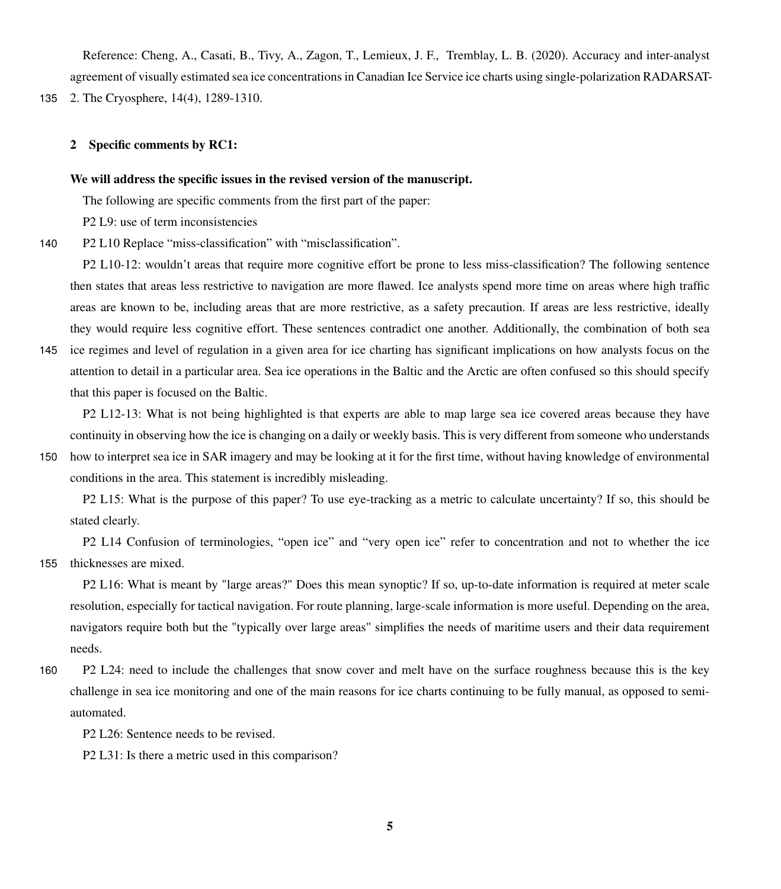Reference: Cheng, A., Casati, B., Tivy, A., Zagon, T., Lemieux, J. F., Tremblay, L. B. (2020). Accuracy and inter-analyst agreement of visually estimated sea ice concentrations in Canadian Ice Service ice charts using single-polarization RADARSAT-2. The Cryosphere, 14(4), 1289-1310.

## 2 Specific comments by RC1:

**We will address the specific issues in the revised version of the manuscript.**

The following are specific comments from the first part of the paper:

P2 L9: use of term inconsistencies

P2 L10 Replace "miss-classification" with "misclassification".

P2 L10-12: wouldn't areas that require more cognitive effort be prone to less miss-classification? The following sentence then states that areas less restrictive to navigation are more flawed. Ice analysts spend more time on areas where high traffic areas are known to be, including areas that are more restrictive, as a safety precaution. If areas are less restrictive, ideally they would require less cognitive effort. These sentences contradict one another. Additionally, the combination of both sea ice regimes and level of regulation in a given area for ice charting has significant implications on how analysts focus on the attention to detail in a particular area. Sea ice operations in the Baltic and the Arctic are often confused so this should specify that this paper is focused on the Baltic.

P2 L12-13: What is not being highlighted is that experts are able to map large sea ice covered areas because they have continuity in observing how the ice is changing on a daily or weekly basis. This is very different from someone who understands how to interpret sea ice in SAR imagery and may be looking at it for the first time, without having knowledge of environmental conditions in the area. This statement is incredibly misleading.

P2 L15: What is the purpose of this paper? To use eye-tracking as a metric to calculate uncertainty? If so, this should be stated clearly.

P2 L14 Confusion of terminologies, "open ice" and "very open ice" refer to concentration and not to whether the ice thicknesses are mixed.

P2 L16: What is meant by "large areas?" Does this mean synoptic? If so, up-to-date information is required at meter scale resolution, especially for tactical navigation. For route planning, large-scale information is more useful. Depending on the area, navigators require both but the "typically over large areas" simplifies the needs of maritime users and their data requirement needs.

P2 L24: need to include the challenges that snow cover and melt have on the surface roughness because this is the key challenge in sea ice monitoring and one of the main reasons for ice charts continuing to be fully manual, as opposed to semi-automated.

P2 L26: Sentence needs to be revised.

P2 L31: Is there a metric used in this comparison?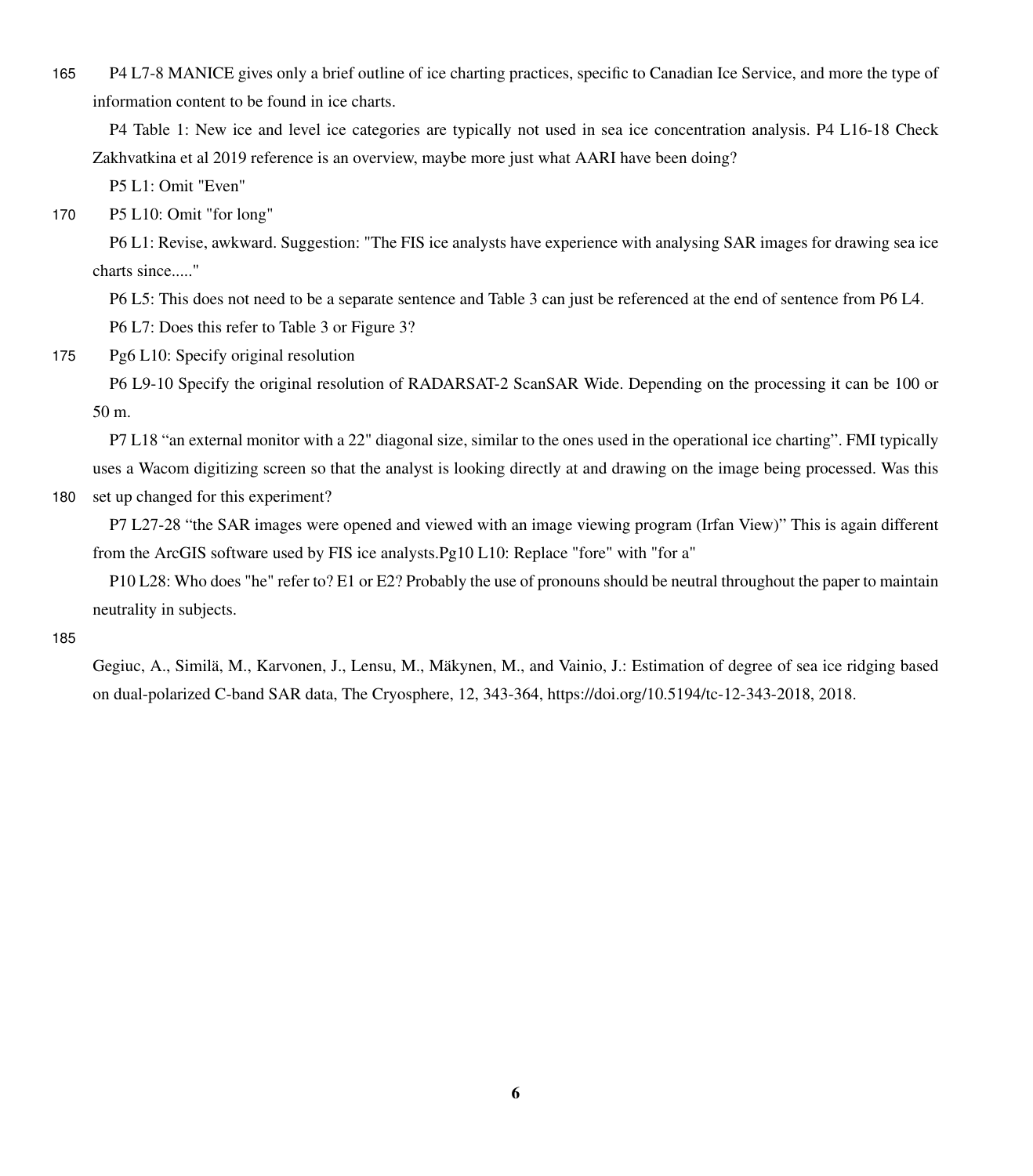P4 L7-8 MANICE gives only a brief outline of ice charting practices, specific to Canadian Ice Service, and more the type of information content to be found in ice charts.

P4 Table 1: New ice and level ice categories are typically not used in sea ice concentration analysis. P4 L16-18 Check Zakhvatkina et al 2019 reference is an overview, maybe more just what AARI have been doing?

P5 L1: Omit "Even"

P5 L10: Omit "for long"

P6 L1: Revise, awkward. Suggestion: "The FIS ice analysts have experience with analysing SAR images for drawing sea ice charts since....."

P6 L5: This does not need to be a separate sentence and Table 3 can just be referenced at the end of sentence from P6 L4.

P6 L7: Does this refer to Table 3 or Figure 3?

Pg6 L10: Specify original resolution

P6 L9-10 Specify the original resolution of RADARSAT-2 ScanSAR Wide. Depending on the processing it can be 100 or 50 m.

P7 L18 "an external monitor with a 22" diagonal size, similar to the ones used in the operational ice charting". FMI typically uses a Wacom digitizing screen so that the analyst is looking directly at and drawing on the image being processed. Was this set up changed for this experiment?

P7 L27-28 "the SAR images were opened and viewed with an image viewing program (Irfan View)" This is again different from the ArcGIS software used by FIS ice analysts.Pg10 L10: Replace "fore" with "for a"

P10 L28: Who does "he" refer to? E1 or E2? Probably the use of pronouns should be neutral throughout the paper to maintain neutrality in subjects.

Gegiuc, A., Similä, M., Karvonen, J., Lensu, M., Mäkynen, M., and Vainio, J.: Estimation of degree of sea ice ridging based on dual-polarized C-band SAR data, The Cryosphere, 12, 343-364, https://doi.org/10.5194/tc-12-343-2018, 2018.